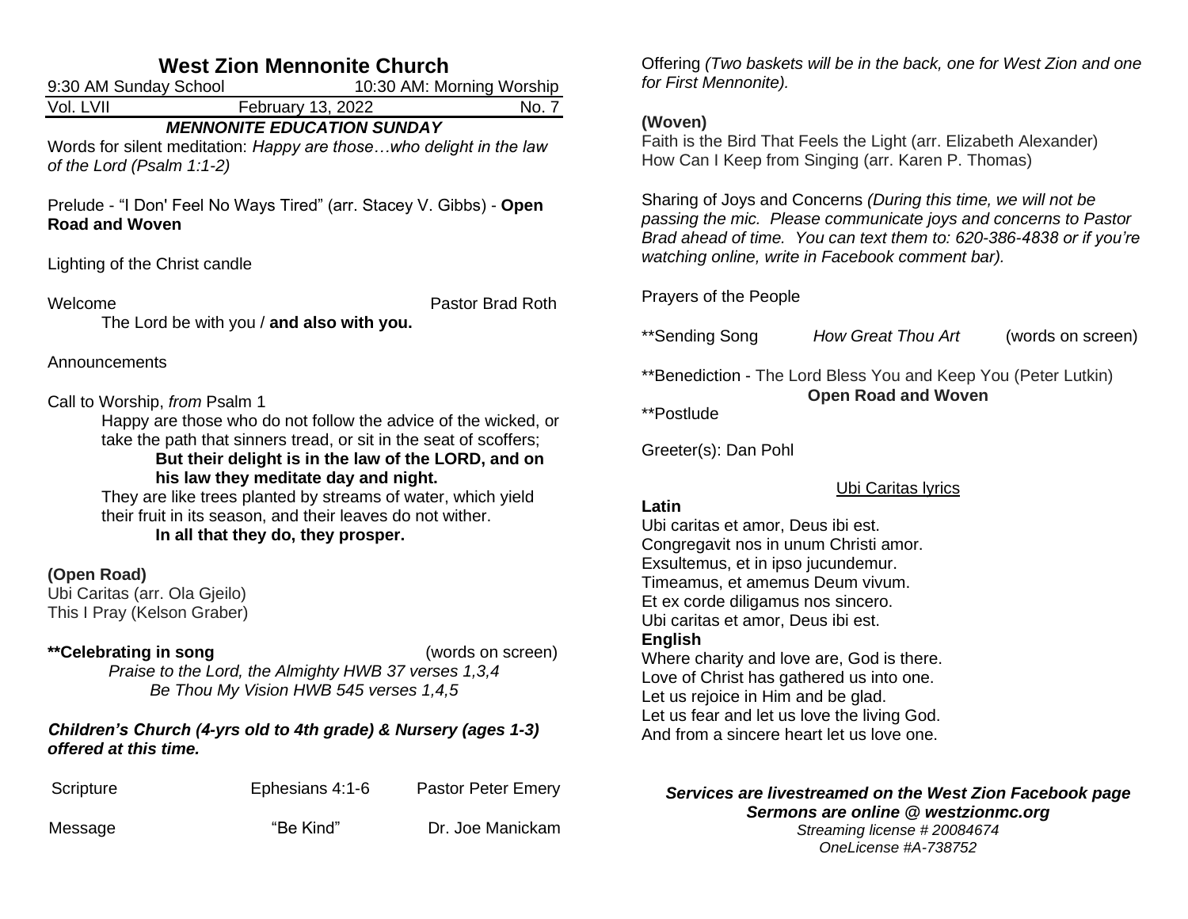# West Zion Mennonite Church

9:30 AM Sunday School — 10:30 AM: Morning Worship

Vol. LVII — February 13, 2022 — No. 7

***MENNONITE EDUCATION SUNDAY***

Words for silent meditation: *Happy are those…who delight in the law of the Lord (Psalm 1:1-2)*

Prelude - "I Don' Feel No Ways Tired" (arr. Stacey V. Gibbs) - **Open Road and Woven**

Lighting of the Christ candle

Welcome — Pastor Brad Roth

The Lord be with you / **and also with you.**

Announcements

Call to Worship, *from* Psalm 1

Happy are those who do not follow the advice of the wicked, or take the path that sinners tread, or sit in the seat of scoffers;

**But their delight is in the law of the LORD, and on his law they meditate day and night.**

They are like trees planted by streams of water, which yield their fruit in its season, and their leaves do not wither.

**In all that they do, they prosper.**

**(Open Road)**
Ubi Caritas (arr. Ola Gjeilo)
This I Pray (Kelson Graber)

**\*\*Celebrating in song** (words on screen)

*Praise to the Lord, the Almighty HWB 37 verses 1,3,4*
*Be Thou My Vision HWB 545 verses 1,4,5*

***Children's Church (4-yrs old to 4th grade) & Nursery (ages 1-3) offered at this time.***

Scripture — Ephesians 4:1-6 — Pastor Peter Emery

Message — "Be Kind" — Dr. Joe Manickam

Offering *(Two baskets will be in the back, one for West Zion and one for First Mennonite).*

**(Woven)**
Faith is the Bird That Feels the Light (arr. Elizabeth Alexander)
How Can I Keep from Singing (arr. Karen P. Thomas)

Sharing of Joys and Concerns *(During this time, we will not be passing the mic. Please communicate joys and concerns to Pastor Brad ahead of time. You can text them to: 620-386-4838 or if you're watching online, write in Facebook comment bar).*

Prayers of the People

\*\*Sending Song — *How Great Thou Art* — (words on screen)

\*\*Benediction - The Lord Bless You and Keep You (Peter Lutkin)
**Open Road and Woven**

\*\*Postlude

Greeter(s): Dan Pohl

Ubi Caritas lyrics

**Latin**
Ubi caritas et amor, Deus ibi est.
Congregavit nos in unum Christi amor.
Exsultemus, et in ipso jucundemur.
Timeamus, et amemus Deum vivum.
Et ex corde diligamus nos sincero.
Ubi caritas et amor, Deus ibi est.

**English**
Where charity and love are, God is there.
Love of Christ has gathered us into one.
Let us rejoice in Him and be glad.
Let us fear and let us love the living God.
And from a sincere heart let us love one.

***Services are livestreamed on the West Zion Facebook page***
***Sermons are online @ westzionmc.org***
*Streaming license # 20084674*
*OneLicense #A-738752*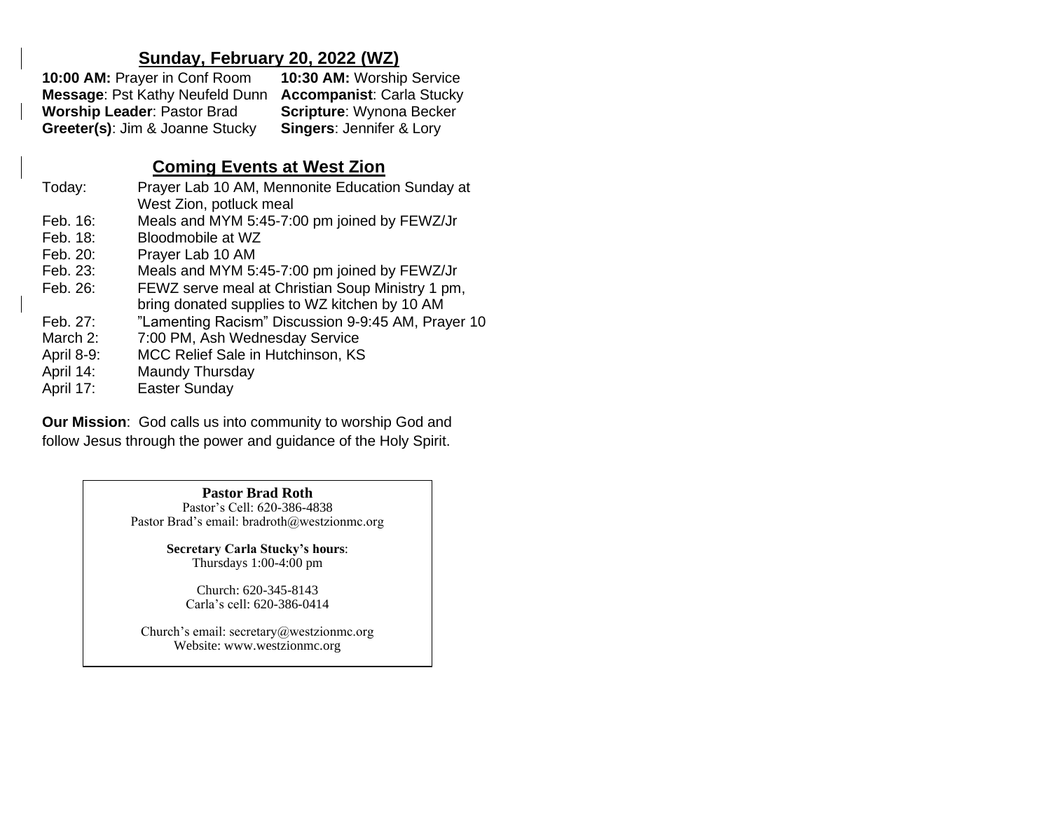## Sunday, February 20, 2022 (WZ)

**10:00 AM:** Prayer in Conf Room
**10:30 AM:** Worship Service
**Message**: Pst Kathy Neufeld Dunn
**Accompanist**: Carla Stucky
**Worship Leader**: Pastor Brad
**Scripture**: Wynona Becker
**Greeter(s)**: Jim & Joanne Stucky
**Singers**: Jennifer & Lory

## Coming Events at West Zion

| | |
|---|---|
| Today: | Prayer Lab 10 AM, Mennonite Education Sunday at West Zion, potluck meal |
| Feb. 16: | Meals and MYM 5:45-7:00 pm joined by FEWZ/Jr |
| Feb. 18: | Bloodmobile at WZ |
| Feb. 20: | Prayer Lab 10 AM |
| Feb. 23: | Meals and MYM 5:45-7:00 pm joined by FEWZ/Jr |
| Feb. 26: | FEWZ serve meal at Christian Soup Ministry 1 pm, bring donated supplies to WZ kitchen by 10 AM |
| Feb. 27: | "Lamenting Racism" Discussion 9-9:45 AM, Prayer 10 |
| March 2: | 7:00 PM, Ash Wednesday Service |
| April 8-9: | MCC Relief Sale in Hutchinson, KS |
| April 14: | Maundy Thursday |
| April 17: | Easter Sunday |

**Our Mission**: God calls us into community to worship God and follow Jesus through the power and guidance of the Holy Spirit.

**Pastor Brad Roth**
Pastor's Cell: 620-386-4838
Pastor Brad's email: bradroth@westzionmc.org

**Secretary Carla Stucky's hours**:
Thursdays 1:00-4:00 pm

Church: 620-345-8143
Carla's cell: 620-386-0414

Church's email: secretary@westzionmc.org
Website: www.westzionmc.org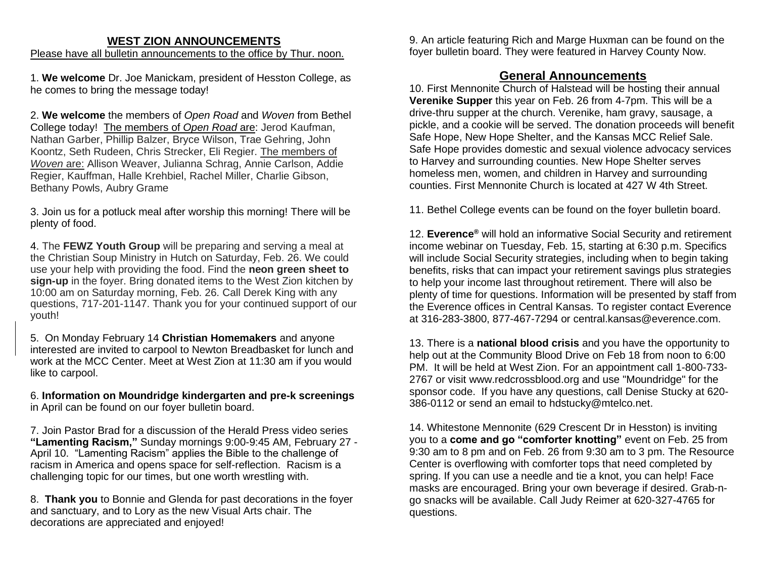## WEST ZION ANNOUNCEMENTS

Please have all bulletin announcements to the office by Thur. noon.

1. **We welcome** Dr. Joe Manickam, president of Hesston College, as he comes to bring the message today!

2. **We welcome** the members of *Open Road* and *Woven* from Bethel College today! The members of *Open Road* are: Jerod Kaufman, Nathan Garber, Phillip Balzer, Bryce Wilson, Trae Gehring, John Koontz, Seth Rudeen, Chris Strecker, Eli Regier. The members of *Woven* are: Allison Weaver, Julianna Schrag, Annie Carlson, Addie Regier, Kauffman, Halle Krehbiel, Rachel Miller, Charlie Gibson, Bethany Powls, Aubry Grame

3. Join us for a potluck meal after worship this morning! There will be plenty of food.

4. The **FEWZ Youth Group** will be preparing and serving a meal at the Christian Soup Ministry in Hutch on Saturday, Feb. 26. We could use your help with providing the food. Find the **neon green sheet to sign-up** in the foyer. Bring donated items to the West Zion kitchen by 10:00 am on Saturday morning, Feb. 26. Call Derek King with any questions, 717-201-1147. Thank you for your continued support of our youth!

5. On Monday February 14 **Christian Homemakers** and anyone interested are invited to carpool to Newton Breadbasket for lunch and work at the MCC Center. Meet at West Zion at 11:30 am if you would like to carpool.

6. **Information on Moundridge kindergarten and pre-k screenings** in April can be found on our foyer bulletin board.

7. Join Pastor Brad for a discussion of the Herald Press video series **"Lamenting Racism,"** Sunday mornings 9:00-9:45 AM, February 27 - April 10. "Lamenting Racism" applies the Bible to the challenge of racism in America and opens space for self-reflection. Racism is a challenging topic for our times, but one worth wrestling with.

8. **Thank you** to Bonnie and Glenda for past decorations in the foyer and sanctuary, and to Lory as the new Visual Arts chair. The decorations are appreciated and enjoyed!

9. An article featuring Rich and Marge Huxman can be found on the foyer bulletin board. They were featured in Harvey County Now.

## General Announcements

10. First Mennonite Church of Halstead will be hosting their annual **Verenike Supper** this year on Feb. 26 from 4-7pm. This will be a drive-thru supper at the church. Verenike, ham gravy, sausage, a pickle, and a cookie will be served. The donation proceeds will benefit Safe Hope, New Hope Shelter, and the Kansas MCC Relief Sale. Safe Hope provides domestic and sexual violence advocacy services to Harvey and surrounding counties. New Hope Shelter serves homeless men, women, and children in Harvey and surrounding counties. First Mennonite Church is located at 427 W 4th Street.

11. Bethel College events can be found on the foyer bulletin board.

12. **Everence®** will hold an informative Social Security and retirement income webinar on Tuesday, Feb. 15, starting at 6:30 p.m. Specifics will include Social Security strategies, including when to begin taking benefits, risks that can impact your retirement savings plus strategies to help your income last throughout retirement. There will also be plenty of time for questions. Information will be presented by staff from the Everence offices in Central Kansas. To register contact Everence at 316-283-3800, 877-467-7294 or central.kansas@everence.com.

13. There is a **national blood crisis** and you have the opportunity to help out at the Community Blood Drive on Feb 18 from noon to 6:00 PM. It will be held at West Zion. For an appointment call 1-800-733-2767 or visit www.redcrossblood.org and use "Moundridge" for the sponsor code. If you have any questions, call Denise Stucky at 620-386-0112 or send an email to hdstucky@mtelco.net.

14. Whitestone Mennonite (629 Crescent Dr in Hesston) is inviting you to a **come and go "comforter knotting"** event on Feb. 25 from 9:30 am to 8 pm and on Feb. 26 from 9:30 am to 3 pm. The Resource Center is overflowing with comforter tops that need completed by spring. If you can use a needle and tie a knot, you can help! Face masks are encouraged. Bring your own beverage if desired. Grab-n-go snacks will be available. Call Judy Reimer at 620-327-4765 for questions.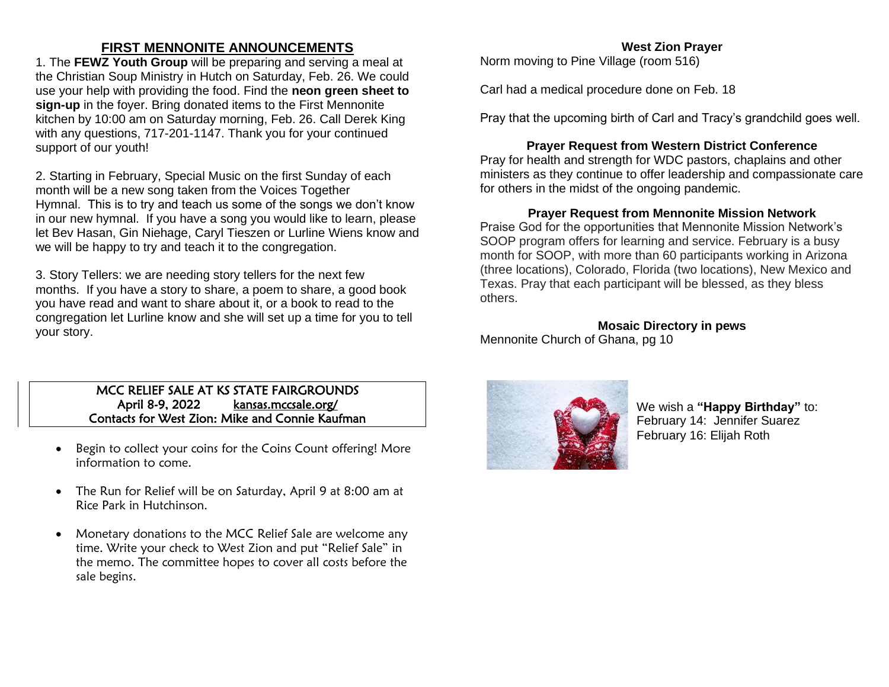## FIRST MENNONITE ANNOUNCEMENTS

1. The **FEWZ Youth Group** will be preparing and serving a meal at the Christian Soup Ministry in Hutch on Saturday, Feb. 26. We could use your help with providing the food. Find the **neon green sheet to sign-up** in the foyer. Bring donated items to the First Mennonite kitchen by 10:00 am on Saturday morning, Feb. 26. Call Derek King with any questions, 717-201-1147. Thank you for your continued support of our youth!

2. Starting in February, Special Music on the first Sunday of each month will be a new song taken from the Voices Together Hymnal. This is to try and teach us some of the songs we don't know in our new hymnal. If you have a song you would like to learn, please let Bev Hasan, Gin Niehage, Caryl Tieszen or Lurline Wiens know and we will be happy to try and teach it to the congregation.

3. Story Tellers: we are needing story tellers for the next few months. If you have a story to share, a poem to share, a good book you have read and want to share about it, or a book to read to the congregation let Lurline know and she will set up a time for you to tell your story.

**MCC RELIEF SALE AT KS STATE FAIRGROUNDS**
**April 8-9, 2022** kansas.mccsale.org/
**Contacts for West Zion: Mike and Connie Kaufman**

- Begin to collect your coins for the Coins Count offering! More information to come.
- The Run for Relief will be on Saturday, April 9 at 8:00 am at Rice Park in Hutchinson.
- Monetary donations to the MCC Relief Sale are welcome any time. Write your check to West Zion and put "Relief Sale" in the memo. The committee hopes to cover all costs before the sale begins.

### West Zion Prayer

Norm moving to Pine Village (room 516)

Carl had a medical procedure done on Feb. 18

Pray that the upcoming birth of Carl and Tracy's grandchild goes well.

### Prayer Request from Western District Conference

Pray for health and strength for WDC pastors, chaplains and other ministers as they continue to offer leadership and compassionate care for others in the midst of the ongoing pandemic.

### Prayer Request from Mennonite Mission Network

Praise God for the opportunities that Mennonite Mission Network's SOOP program offers for learning and service. February is a busy month for SOOP, with more than 60 participants working in Arizona (three locations), Colorado, Florida (two locations), New Mexico and Texas. Pray that each participant will be blessed, as they bless others.

### Mosaic Directory in pews

Mennonite Church of Ghana, pg 10

We wish a **"Happy Birthday"** to:
February 14: Jennifer Suarez
February 16: Elijah Roth